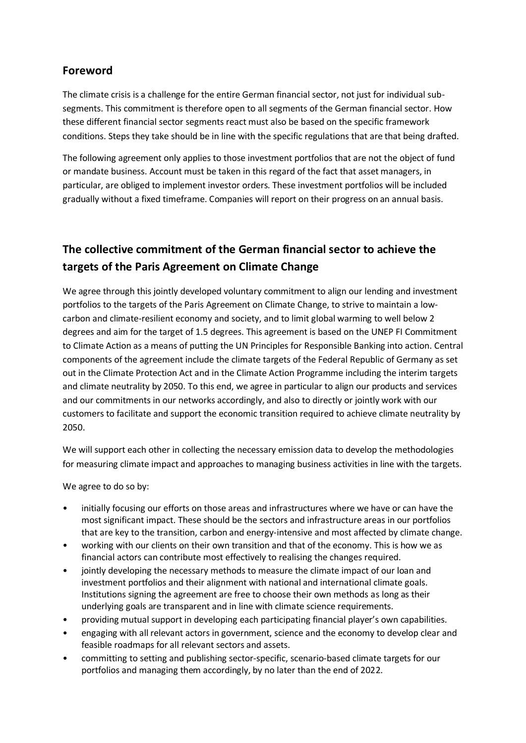## Foreword

The climate crisis is a challenge for the entire German financial sector, not just for individual sub-segments. This commitment is therefore open to all segments of the German financial sector. How these different financial sector segments react must also be based on the specific framework conditions. Steps they take should be in line with the specific regulations that are that being drafted.

The following agreement only applies to those investment portfolios that are not the object of fund or mandate business. Account must be taken in this regard of the fact that asset managers, in particular, are obliged to implement investor orders. These investment portfolios will be included gradually without a fixed timeframe. Companies will report on their progress on an annual basis.

## The collective commitment of the German financial sector to achieve the targets of the Paris Agreement on Climate Change

We agree through this jointly developed voluntary commitment to align our lending and investment portfolios to the targets of the Paris Agreement on Climate Change, to strive to maintain a low-carbon and climate-resilient economy and society, and to limit global warming to well below 2 degrees and aim for the target of 1.5 degrees. This agreement is based on the UNEP FI Commitment to Climate Action as a means of putting the UN Principles for Responsible Banking into action. Central components of the agreement include the climate targets of the Federal Republic of Germany as set out in the Climate Protection Act and in the Climate Action Programme including the interim targets and climate neutrality by 2050. To this end, we agree in particular to align our products and services and our commitments in our networks accordingly, and also to directly or jointly work with our customers to facilitate and support the economic transition required to achieve climate neutrality by 2050.

We will support each other in collecting the necessary emission data to develop the methodologies for measuring climate impact and approaches to managing business activities in line with the targets.

We agree to do so by:

- initially focusing our efforts on those areas and infrastructures where we have or can have the most significant impact. These should be the sectors and infrastructure areas in our portfolios that are key to the transition, carbon and energy-intensive and most affected by climate change.
- working with our clients on their own transition and that of the economy. This is how we as financial actors can contribute most effectively to realising the changes required.
- jointly developing the necessary methods to measure the climate impact of our loan and investment portfolios and their alignment with national and international climate goals. Institutions signing the agreement are free to choose their own methods as long as their underlying goals are transparent and in line with climate science requirements.
- providing mutual support in developing each participating financial player's own capabilities.
- engaging with all relevant actors in government, science and the economy to develop clear and feasible roadmaps for all relevant sectors and assets.
- committing to setting and publishing sector-specific, scenario-based climate targets for our portfolios and managing them accordingly, by no later than the end of 2022.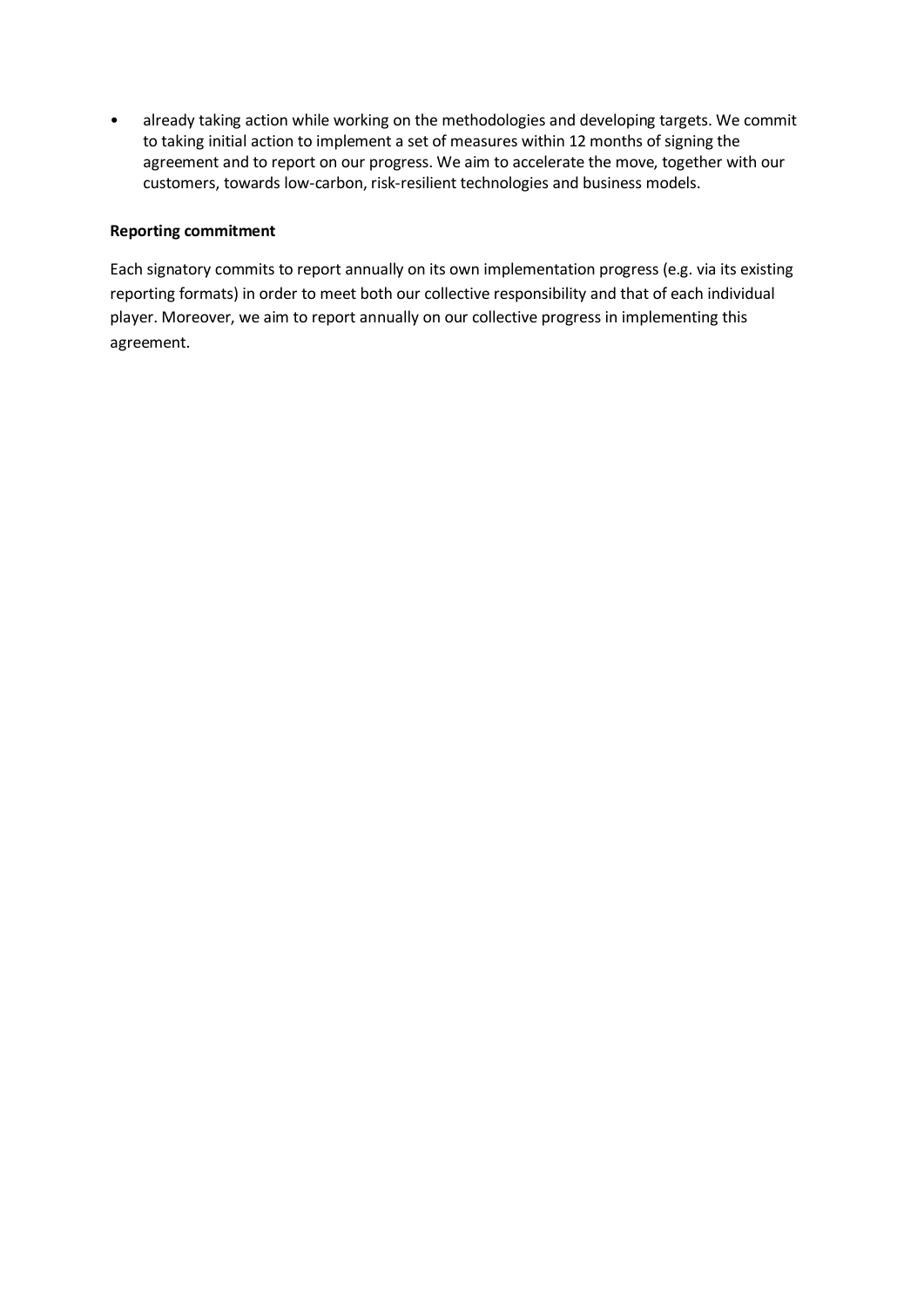- already taking action while working on the methodologies and developing targets. We commit to taking initial action to implement a set of measures within 12 months of signing the agreement and to report on our progress. We aim to accelerate the move, together with our customers, towards low-carbon, risk-resilient technologies and business models.

**Reporting commitment**

Each signatory commits to report annually on its own implementation progress (e.g. via its existing reporting formats) in order to meet both our collective responsibility and that of each individual player. Moreover, we aim to report annually on our collective progress in implementing this agreement.